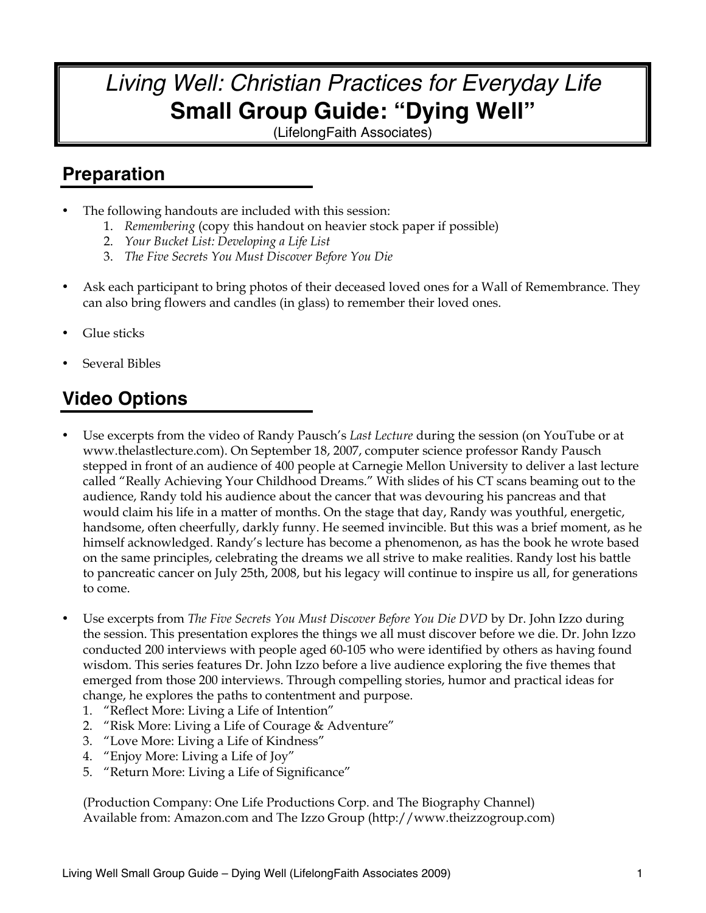# *Living Well: Christian Practices for Everyday Life*
# Small Group Guide: "Dying Well"

(LifelongFaith Associates)

## Preparation

- The following handouts are included with this session:
  1. *Remembering* (copy this handout on heavier stock paper if possible)
  2. *Your Bucket List: Developing a Life List*
  3. *The Five Secrets You Must Discover Before You Die*
- Ask each participant to bring photos of their deceased loved ones for a Wall of Remembrance. They can also bring flowers and candles (in glass) to remember their loved ones.
- Glue sticks
- Several Bibles

## Video Options

- Use excerpts from the video of Randy Pausch's *Last Lecture* during the session (on YouTube or at www.thelastlecture.com). On September 18, 2007, computer science professor Randy Pausch stepped in front of an audience of 400 people at Carnegie Mellon University to deliver a last lecture called "Really Achieving Your Childhood Dreams." With slides of his CT scans beaming out to the audience, Randy told his audience about the cancer that was devouring his pancreas and that would claim his life in a matter of months. On the stage that day, Randy was youthful, energetic, handsome, often cheerfully, darkly funny. He seemed invincible. But this was a brief moment, as he himself acknowledged. Randy's lecture has become a phenomenon, as has the book he wrote based on the same principles, celebrating the dreams we all strive to make realities. Randy lost his battle to pancreatic cancer on July 25th, 2008, but his legacy will continue to inspire us all, for generations to come.
- Use excerpts from *The Five Secrets You Must Discover Before You Die DVD* by Dr. John Izzo during the session. This presentation explores the things we all must discover before we die. Dr. John Izzo conducted 200 interviews with people aged 60-105 who were identified by others as having found wisdom. This series features Dr. John Izzo before a live audience exploring the five themes that emerged from those 200 interviews. Through compelling stories, humor and practical ideas for change, he explores the paths to contentment and purpose.
  1. "Reflect More: Living a Life of Intention"
  2. "Risk More: Living a Life of Courage & Adventure"
  3. "Love More: Living a Life of Kindness"
  4. "Enjoy More: Living a Life of Joy"
  5. "Return More: Living a Life of Significance"

  (Production Company: One Life Productions Corp. and The Biography Channel)
  Available from: Amazon.com and The Izzo Group (http://www.theizzogroup.com)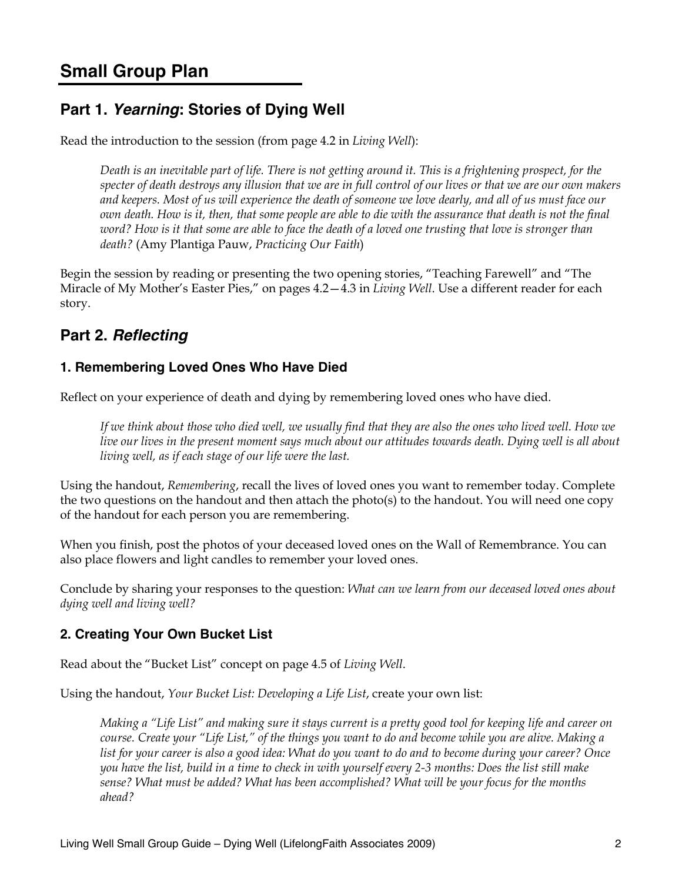# Small Group Plan

## Part 1. *Yearning*: Stories of Dying Well

Read the introduction to the session (from page 4.2 in *Living Well*):

> *Death is an inevitable part of life. There is not getting around it. This is a frightening prospect, for the specter of death destroys any illusion that we are in full control of our lives or that we are our own makers and keepers. Most of us will experience the death of someone we love dearly, and all of us must face our own death. How is it, then, that some people are able to die with the assurance that death is not the final word? How is it that some are able to face the death of a loved one trusting that love is stronger than death?* (Amy Plantiga Pauw, *Practicing Our Faith*)

Begin the session by reading or presenting the two opening stories, "Teaching Farewell" and "The Miracle of My Mother's Easter Pies," on pages 4.2—4.3 in *Living Well*. Use a different reader for each story.

## Part 2. *Reflecting*

### 1. Remembering Loved Ones Who Have Died

Reflect on your experience of death and dying by remembering loved ones who have died.

> *If we think about those who died well, we usually find that they are also the ones who lived well. How we live our lives in the present moment says much about our attitudes towards death. Dying well is all about living well, as if each stage of our life were the last.*

Using the handout, *Remembering*, recall the lives of loved ones you want to remember today. Complete the two questions on the handout and then attach the photo(s) to the handout. You will need one copy of the handout for each person you are remembering.

When you finish, post the photos of your deceased loved ones on the Wall of Remembrance. You can also place flowers and light candles to remember your loved ones.

Conclude by sharing your responses to the question: *What can we learn from our deceased loved ones about dying well and living well?*

### 2. Creating Your Own Bucket List

Read about the "Bucket List" concept on page 4.5 of *Living Well*.

Using the handout, *Your Bucket List: Developing a Life List*, create your own list:

> *Making a "Life List" and making sure it stays current is a pretty good tool for keeping life and career on course. Create your "Life List," of the things you want to do and become while you are alive. Making a list for your career is also a good idea: What do you want to do and to become during your career? Once you have the list, build in a time to check in with yourself every 2-3 months: Does the list still make sense? What must be added? What has been accomplished? What will be your focus for the months ahead?*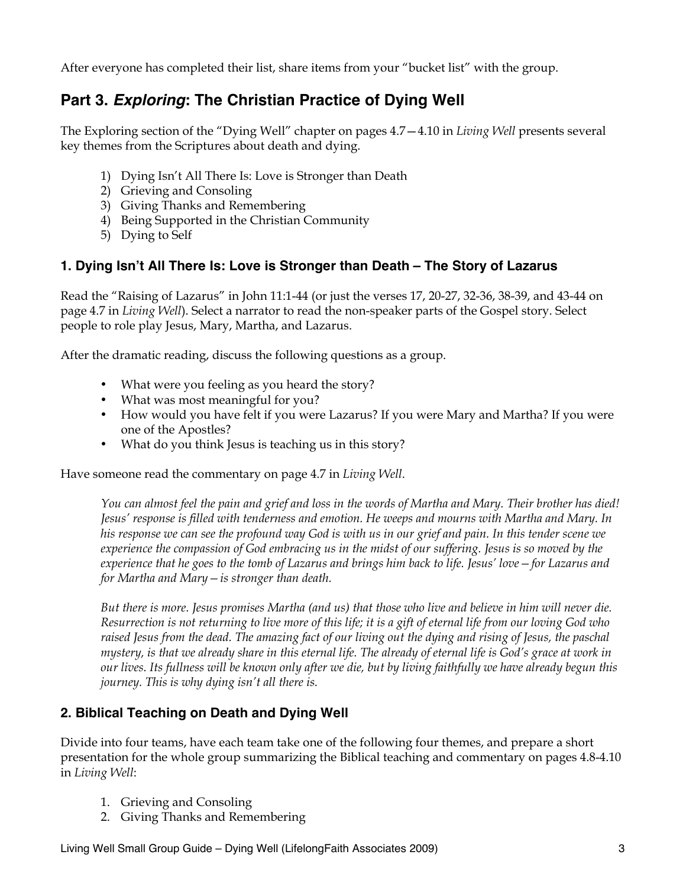After everyone has completed their list, share items from your "bucket list" with the group.

## Part 3. *Exploring*: The Christian Practice of Dying Well

The Exploring section of the "Dying Well" chapter on pages 4.7—4.10 in *Living Well* presents several key themes from the Scriptures about death and dying.

1) Dying Isn't All There Is: Love is Stronger than Death
2) Grieving and Consoling
3) Giving Thanks and Remembering
4) Being Supported in the Christian Community
5) Dying to Self

### 1. Dying Isn't All There Is: Love is Stronger than Death – The Story of Lazarus

Read the "Raising of Lazarus" in John 11:1-44 (or just the verses 17, 20-27, 32-36, 38-39, and 43-44 on page 4.7 in *Living Well*). Select a narrator to read the non-speaker parts of the Gospel story. Select people to role play Jesus, Mary, Martha, and Lazarus.

After the dramatic reading, discuss the following questions as a group.

- What were you feeling as you heard the story?
- What was most meaningful for you?
- How would you have felt if you were Lazarus? If you were Mary and Martha? If you were one of the Apostles?
- What do you think Jesus is teaching us in this story?

Have someone read the commentary on page 4.7 in *Living Well*.

> *You can almost feel the pain and grief and loss in the words of Martha and Mary. Their brother has died! Jesus' response is filled with tenderness and emotion. He weeps and mourns with Martha and Mary. In his response we can see the profound way God is with us in our grief and pain. In this tender scene we experience the compassion of God embracing us in the midst of our suffering. Jesus is so moved by the experience that he goes to the tomb of Lazarus and brings him back to life. Jesus' love—for Lazarus and for Martha and Mary—is stronger than death.*
>
> *But there is more. Jesus promises Martha (and us) that those who live and believe in him will never die. Resurrection is not returning to live more of this life; it is a gift of eternal life from our loving God who raised Jesus from the dead. The amazing fact of our living out the dying and rising of Jesus, the paschal mystery, is that we already share in this eternal life. The already of eternal life is God's grace at work in our lives. Its fullness will be known only after we die, but by living faithfully we have already begun this journey. This is why dying isn't all there is.*

### 2. Biblical Teaching on Death and Dying Well

Divide into four teams, have each team take one of the following four themes, and prepare a short presentation for the whole group summarizing the Biblical teaching and commentary on pages 4.8-4.10 in *Living Well*:

1. Grieving and Consoling
2. Giving Thanks and Remembering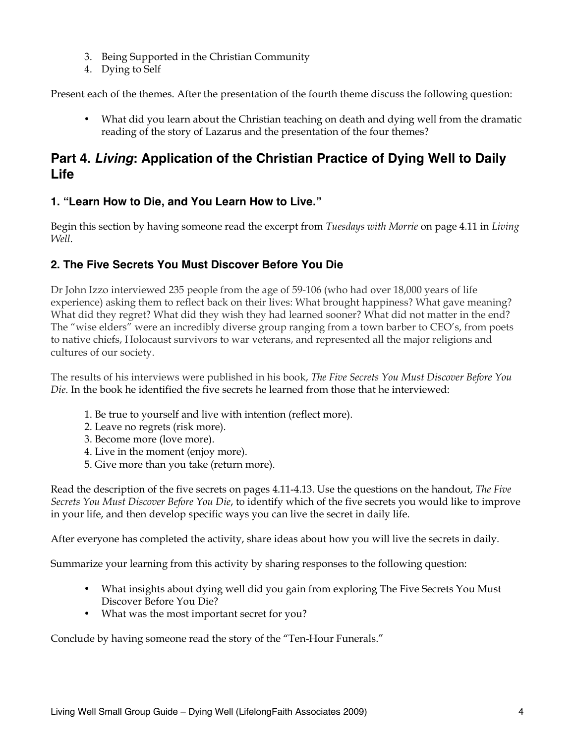3. Being Supported in the Christian Community
4. Dying to Self

Present each of the themes. After the presentation of the fourth theme discuss the following question:

- What did you learn about the Christian teaching on death and dying well from the dramatic reading of the story of Lazarus and the presentation of the four themes?

## Part 4. *Living*: Application of the Christian Practice of Dying Well to Daily Life

### 1. "Learn How to Die, and You Learn How to Live."

Begin this section by having someone read the excerpt from *Tuesdays with Morrie* on page 4.11 in *Living Well*.

### 2. The Five Secrets You Must Discover Before You Die

Dr John Izzo interviewed 235 people from the age of 59-106 (who had over 18,000 years of life experience) asking them to reflect back on their lives: What brought happiness? What gave meaning? What did they regret? What did they wish they had learned sooner? What did not matter in the end? The "wise elders" were an incredibly diverse group ranging from a town barber to CEO's, from poets to native chiefs, Holocaust survivors to war veterans, and represented all the major religions and cultures of our society.

The results of his interviews were published in his book, *The Five Secrets You Must Discover Before You Die*. In the book he identified the five secrets he learned from those that he interviewed:

1. Be true to yourself and live with intention (reflect more).
2. Leave no regrets (risk more).
3. Become more (love more).
4. Live in the moment (enjoy more).
5. Give more than you take (return more).

Read the description of the five secrets on pages 4.11-4.13. Use the questions on the handout, *The Five Secrets You Must Discover Before You Die*, to identify which of the five secrets you would like to improve in your life, and then develop specific ways you can live the secret in daily life.

After everyone has completed the activity, share ideas about how you will live the secrets in daily.

Summarize your learning from this activity by sharing responses to the following question:

- What insights about dying well did you gain from exploring The Five Secrets You Must Discover Before You Die?
- What was the most important secret for you?

Conclude by having someone read the story of the "Ten-Hour Funerals."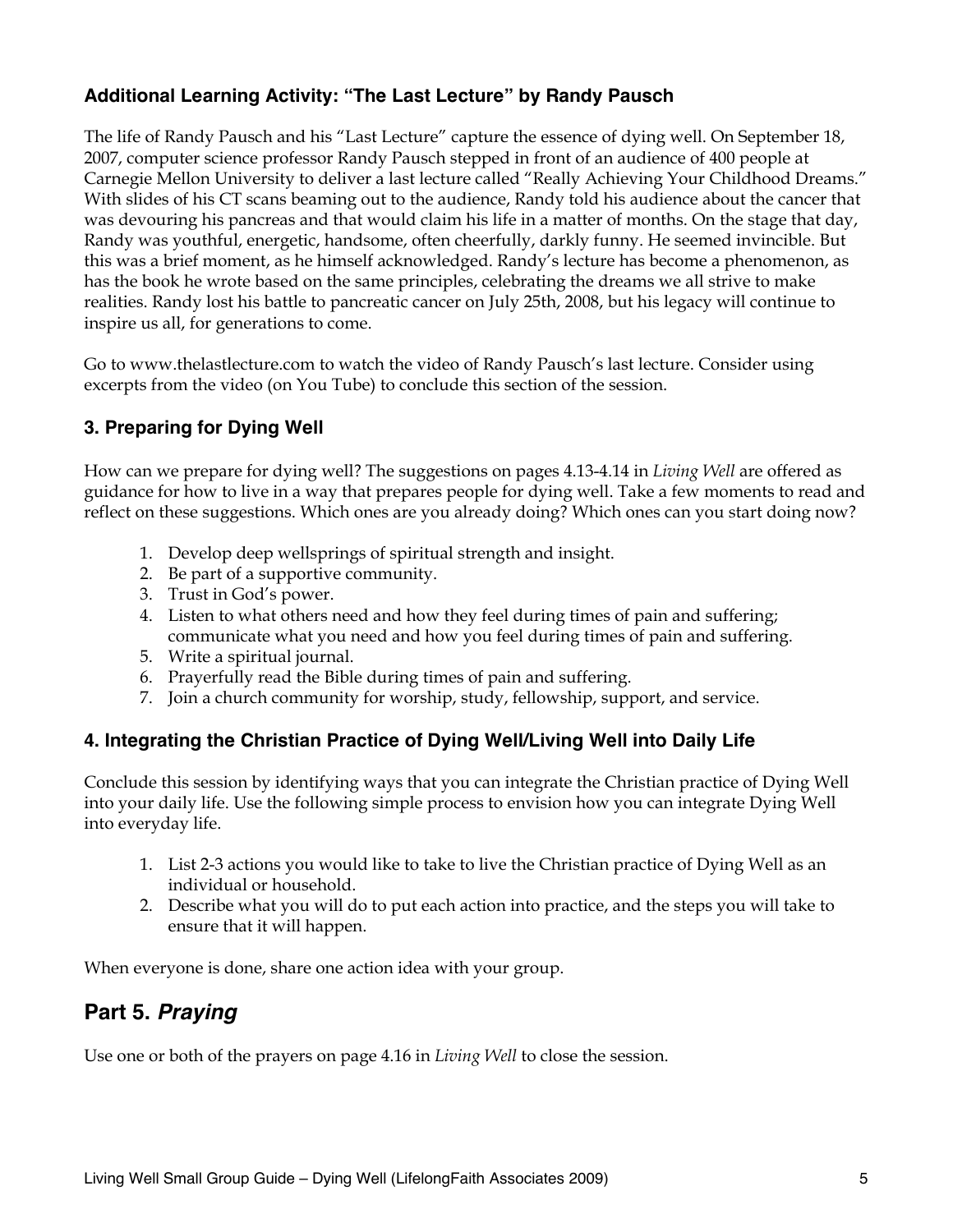### Additional Learning Activity: "The Last Lecture" by Randy Pausch

The life of Randy Pausch and his "Last Lecture" capture the essence of dying well. On September 18, 2007, computer science professor Randy Pausch stepped in front of an audience of 400 people at Carnegie Mellon University to deliver a last lecture called "Really Achieving Your Childhood Dreams." With slides of his CT scans beaming out to the audience, Randy told his audience about the cancer that was devouring his pancreas and that would claim his life in a matter of months. On the stage that day, Randy was youthful, energetic, handsome, often cheerfully, darkly funny. He seemed invincible. But this was a brief moment, as he himself acknowledged. Randy's lecture has become a phenomenon, as has the book he wrote based on the same principles, celebrating the dreams we all strive to make realities. Randy lost his battle to pancreatic cancer on July 25th, 2008, but his legacy will continue to inspire us all, for generations to come.

Go to www.thelastlecture.com to watch the video of Randy Pausch's last lecture. Consider using excerpts from the video (on You Tube) to conclude this section of the session.

### 3. Preparing for Dying Well

How can we prepare for dying well? The suggestions on pages 4.13-4.14 in *Living Well* are offered as guidance for how to live in a way that prepares people for dying well. Take a few moments to read and reflect on these suggestions. Which ones are you already doing? Which ones can you start doing now?

1. Develop deep wellsprings of spiritual strength and insight.
2. Be part of a supportive community.
3. Trust in God's power.
4. Listen to what others need and how they feel during times of pain and suffering; communicate what you need and how you feel during times of pain and suffering.
5. Write a spiritual journal.
6. Prayerfully read the Bible during times of pain and suffering.
7. Join a church community for worship, study, fellowship, support, and service.

### 4. Integrating the Christian Practice of Dying Well/Living Well into Daily Life

Conclude this session by identifying ways that you can integrate the Christian practice of Dying Well into your daily life. Use the following simple process to envision how you can integrate Dying Well into everyday life.

1. List 2-3 actions you would like to take to live the Christian practice of Dying Well as an individual or household.
2. Describe what you will do to put each action into practice, and the steps you will take to ensure that it will happen.

When everyone is done, share one action idea with your group.

## Part 5. *Praying*

Use one or both of the prayers on page 4.16 in *Living Well* to close the session.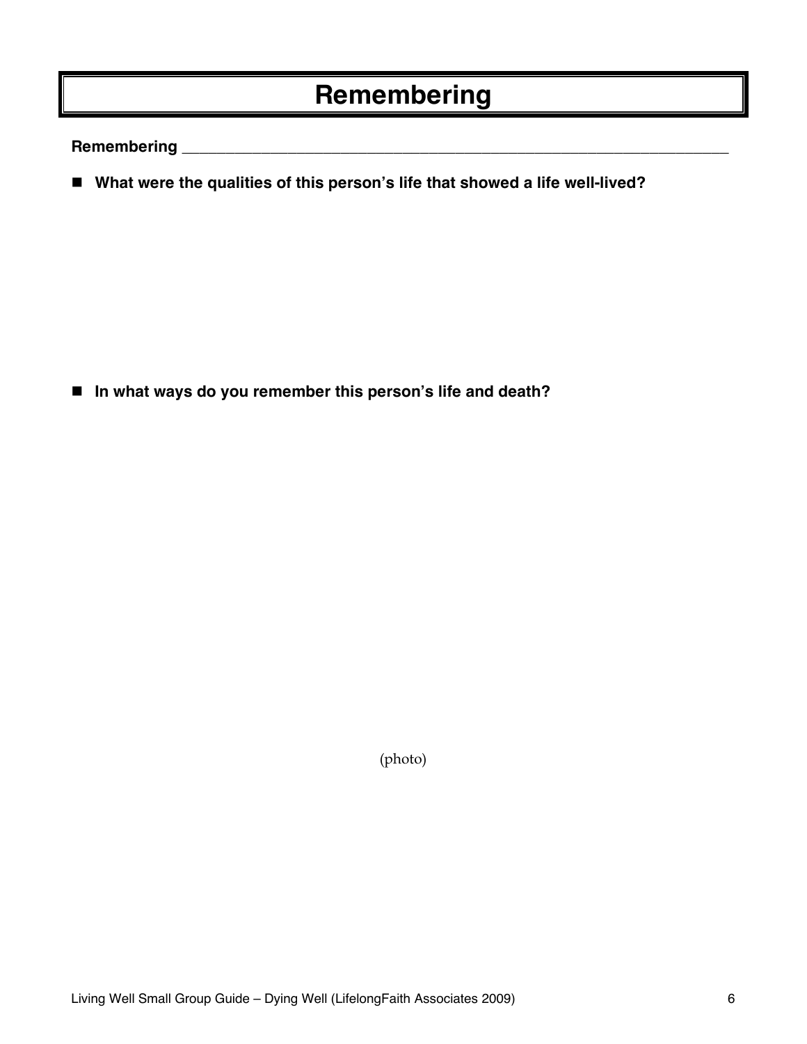# Remembering

**Remembering** ________________________________________________

- **What were the qualities of this person's life that showed a life well-lived?**

- **In what ways do you remember this person's life and death?**

(photo)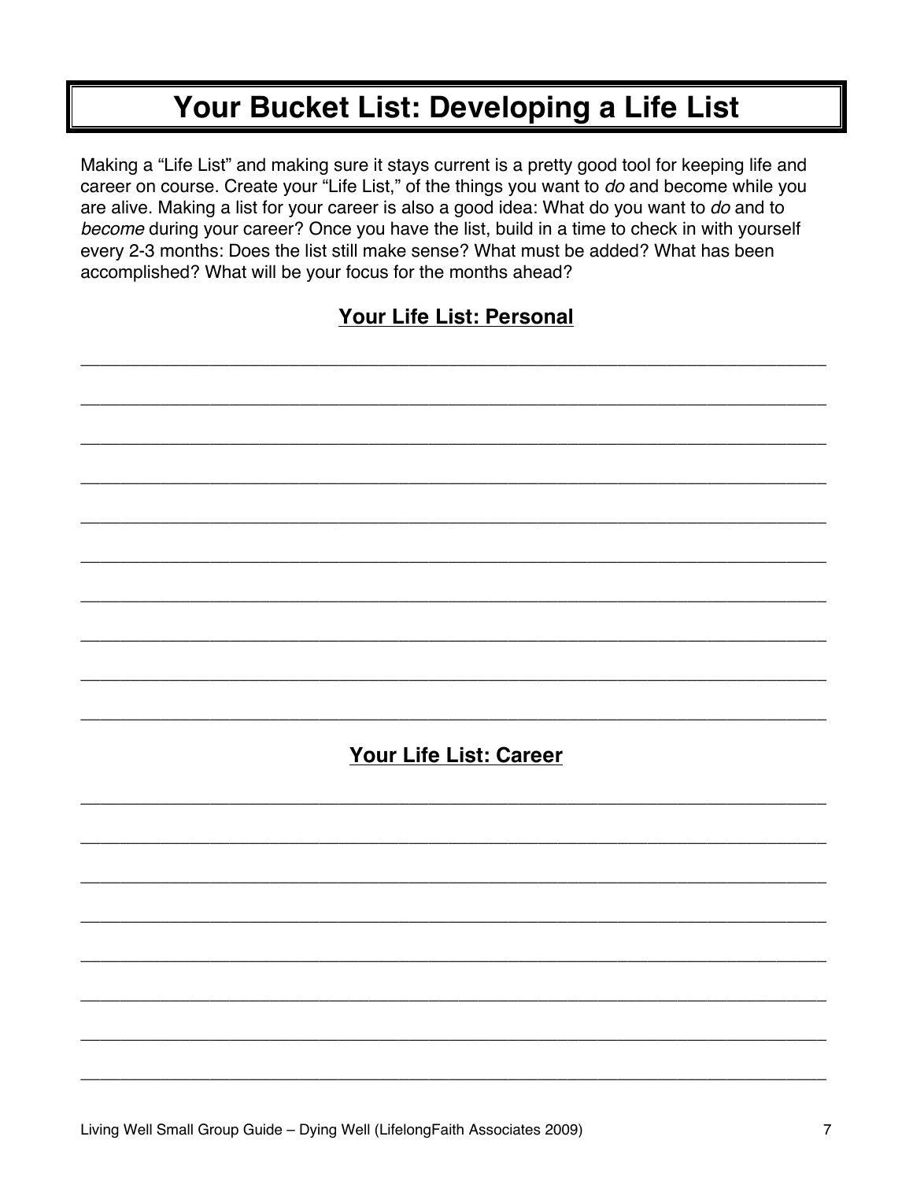# Your Bucket List: Developing a Life List

Making a "Life List" and making sure it stays current is a pretty good tool for keeping life and career on course. Create your "Life List," of the things you want to *do* and become while you are alive. Making a list for your career is also a good idea: What do you want to *do* and to *become* during your career? Once you have the list, build in a time to check in with yourself every 2-3 months: Does the list still make sense? What must be added? What has been accomplished? What will be your focus for the months ahead?

## Your Life List: Personal

______________________________________________________________________________

______________________________________________________________________________

______________________________________________________________________________

______________________________________________________________________________

______________________________________________________________________________

______________________________________________________________________________

______________________________________________________________________________

______________________________________________________________________________

______________________________________________________________________________

______________________________________________________________________________

## Your Life List: Career

______________________________________________________________________________

______________________________________________________________________________

______________________________________________________________________________

______________________________________________________________________________

______________________________________________________________________________

______________________________________________________________________________

______________________________________________________________________________

______________________________________________________________________________

Living Well Small Group Guide – Dying Well (LifelongFaith Associates 2009)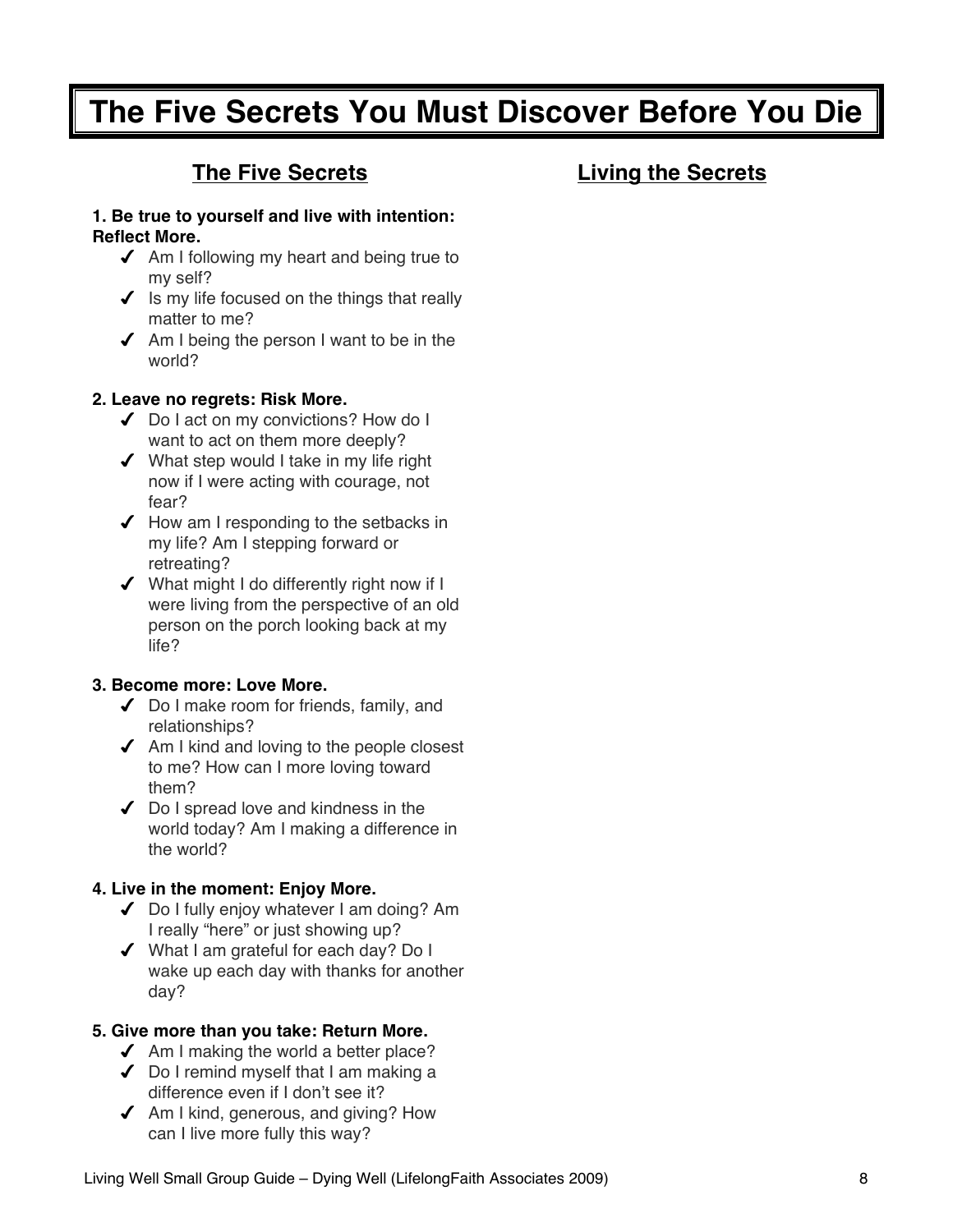# The Five Secrets You Must Discover Before You Die

## The Five Secrets

**1. Be true to yourself and live with intention: Reflect More.**

- ✔ Am I following my heart and being true to my self?
- ✔ Is my life focused on the things that really matter to me?
- ✔ Am I being the person I want to be in the world?

**2. Leave no regrets: Risk More.**

- ✔ Do I act on my convictions? How do I want to act on them more deeply?
- ✔ What step would I take in my life right now if I were acting with courage, not fear?
- ✔ How am I responding to the setbacks in my life? Am I stepping forward or retreating?
- ✔ What might I do differently right now if I were living from the perspective of an old person on the porch looking back at my life?

**3. Become more: Love More.**

- ✔ Do I make room for friends, family, and relationships?
- ✔ Am I kind and loving to the people closest to me? How can I more loving toward them?
- ✔ Do I spread love and kindness in the world today? Am I making a difference in the world?

**4. Live in the moment: Enjoy More.**

- ✔ Do I fully enjoy whatever I am doing? Am I really "here" or just showing up?
- ✔ What I am grateful for each day? Do I wake up each day with thanks for another day?

**5. Give more than you take: Return More.**

- ✔ Am I making the world a better place?
- ✔ Do I remind myself that I am making a difference even if I don't see it?
- ✔ Am I kind, generous, and giving? How can I live more fully this way?

## Living the Secrets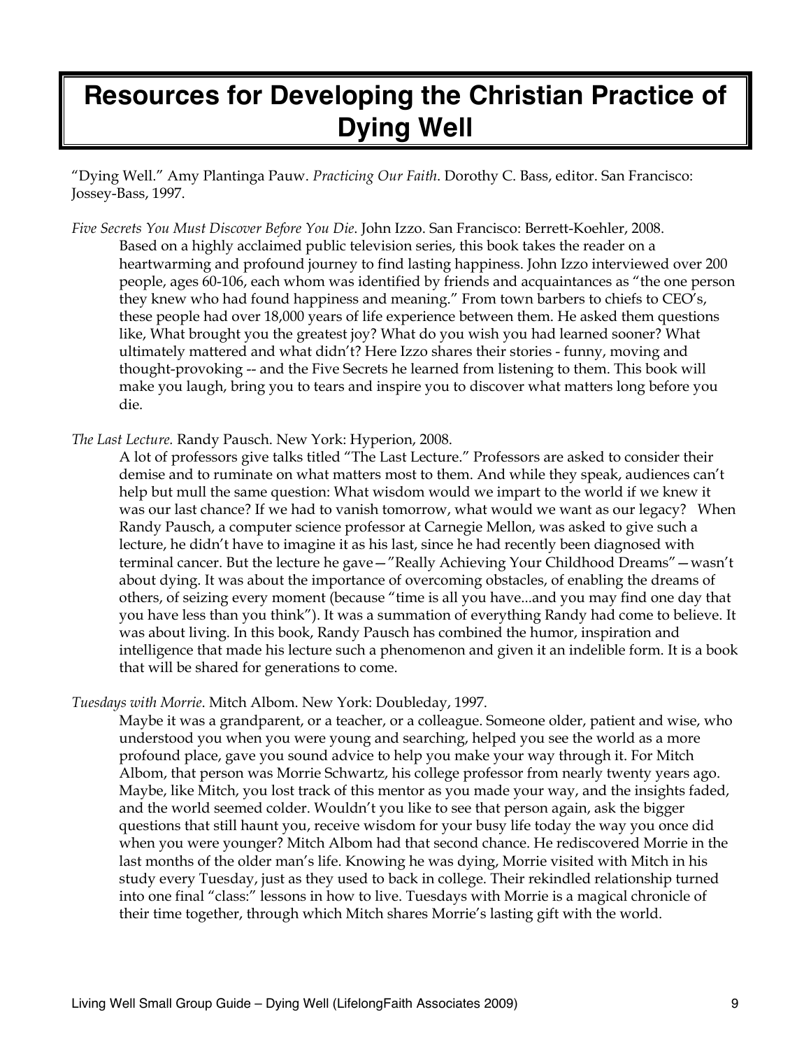# Resources for Developing the Christian Practice of Dying Well

"Dying Well." Amy Plantinga Pauw. *Practicing Our Faith*. Dorothy C. Bass, editor. San Francisco: Jossey-Bass, 1997.

*Five Secrets You Must Discover Before You Die*. John Izzo. San Francisco: Berrett-Koehler, 2008.

Based on a highly acclaimed public television series, this book takes the reader on a heartwarming and profound journey to find lasting happiness. John Izzo interviewed over 200 people, ages 60-106, each whom was identified by friends and acquaintances as "the one person they knew who had found happiness and meaning." From town barbers to chiefs to CEO's, these people had over 18,000 years of life experience between them. He asked them questions like, What brought you the greatest joy? What do you wish you had learned sooner? What ultimately mattered and what didn't? Here Izzo shares their stories - funny, moving and thought-provoking -- and the Five Secrets he learned from listening to them. This book will make you laugh, bring you to tears and inspire you to discover what matters long before you die.

*The Last Lecture.* Randy Pausch. New York: Hyperion, 2008.

A lot of professors give talks titled "The Last Lecture." Professors are asked to consider their demise and to ruminate on what matters most to them. And while they speak, audiences can't help but mull the same question: What wisdom would we impart to the world if we knew it was our last chance? If we had to vanish tomorrow, what would we want as our legacy? When Randy Pausch, a computer science professor at Carnegie Mellon, was asked to give such a lecture, he didn't have to imagine it as his last, since he had recently been diagnosed with terminal cancer. But the lecture he gave—"Really Achieving Your Childhood Dreams"—wasn't about dying. It was about the importance of overcoming obstacles, of enabling the dreams of others, of seizing every moment (because "time is all you have...and you may find one day that you have less than you think"). It was a summation of everything Randy had come to believe. It was about living. In this book, Randy Pausch has combined the humor, inspiration and intelligence that made his lecture such a phenomenon and given it an indelible form. It is a book that will be shared for generations to come.

*Tuesdays with Morrie*. Mitch Albom. New York: Doubleday, 1997.

Maybe it was a grandparent, or a teacher, or a colleague. Someone older, patient and wise, who understood you when you were young and searching, helped you see the world as a more profound place, gave you sound advice to help you make your way through it. For Mitch Albom, that person was Morrie Schwartz, his college professor from nearly twenty years ago. Maybe, like Mitch, you lost track of this mentor as you made your way, and the insights faded, and the world seemed colder. Wouldn't you like to see that person again, ask the bigger questions that still haunt you, receive wisdom for your busy life today the way you once did when you were younger? Mitch Albom had that second chance. He rediscovered Morrie in the last months of the older man's life. Knowing he was dying, Morrie visited with Mitch in his study every Tuesday, just as they used to back in college. Their rekindled relationship turned into one final "class:" lessons in how to live. Tuesdays with Morrie is a magical chronicle of their time together, through which Mitch shares Morrie's lasting gift with the world.